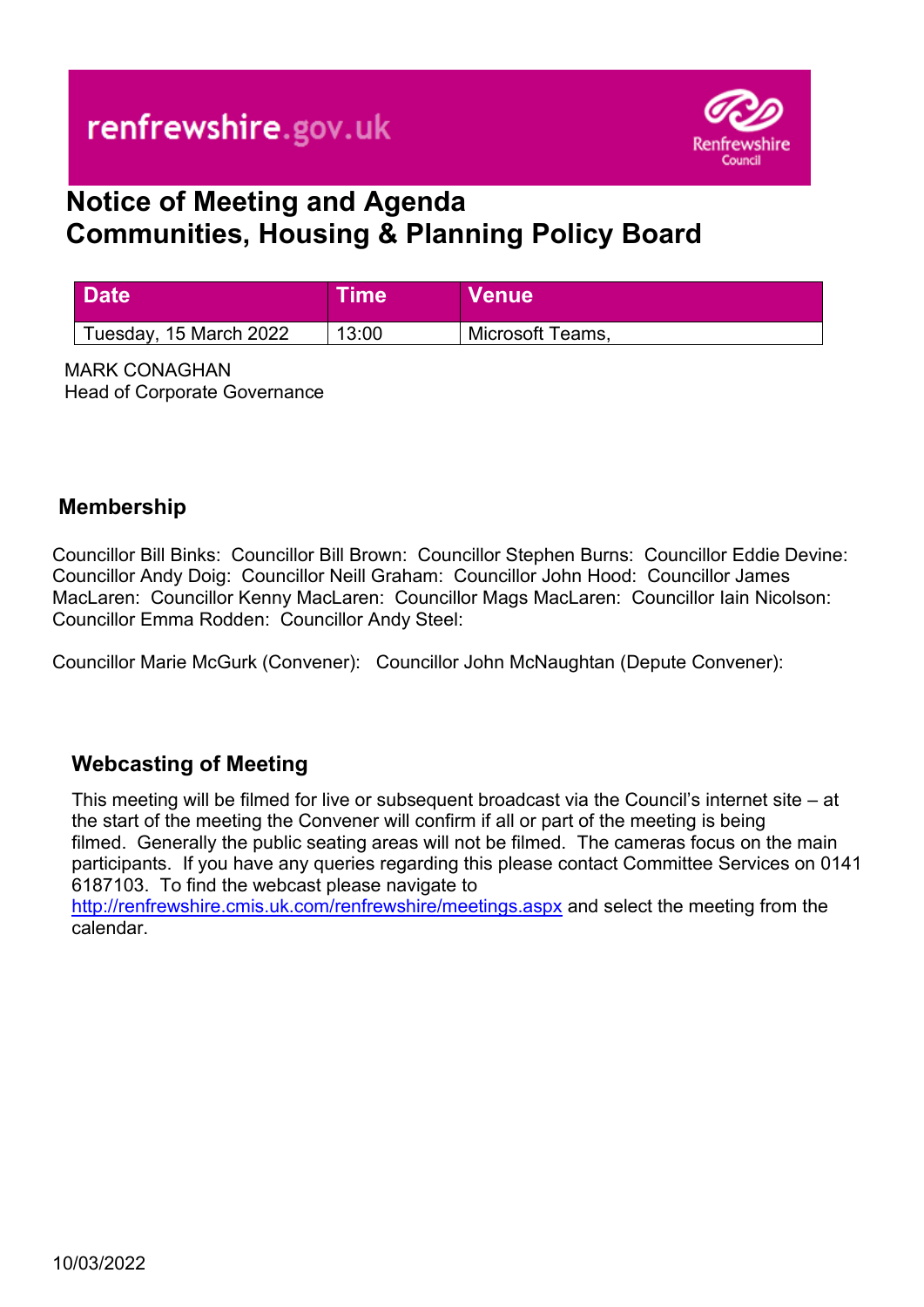renfrewshire.gov.uk

Renfrewshire Council

# Notice of Meeting and Agenda
# Communities, Housing & Planning Policy Board

| Date | Time | Venue |
| --- | --- | --- |
| Tuesday, 15 March 2022 | 13:00 | Microsoft Teams, |

MARK CONAGHAN
Head of Corporate Governance

## Membership

Councillor Bill Binks: Councillor Bill Brown: Councillor Stephen Burns: Councillor Eddie Devine: Councillor Andy Doig: Councillor Neill Graham: Councillor John Hood: Councillor James MacLaren: Councillor Kenny MacLaren: Councillor Mags MacLaren: Councillor Iain Nicolson: Councillor Emma Rodden: Councillor Andy Steel:

Councillor Marie McGurk (Convener): Councillor John McNaughtan (Depute Convener):

## Webcasting of Meeting

This meeting will be filmed for live or subsequent broadcast via the Council's internet site – at the start of the meeting the Convener will confirm if all or part of the meeting is being filmed. Generally the public seating areas will not be filmed. The cameras focus on the main participants. If you have any queries regarding this please contact Committee Services on 0141 6187103. To find the webcast please navigate to http://renfrewshire.cmis.uk.com/renfrewshire/meetings.aspx and select the meeting from the calendar.

10/03/2022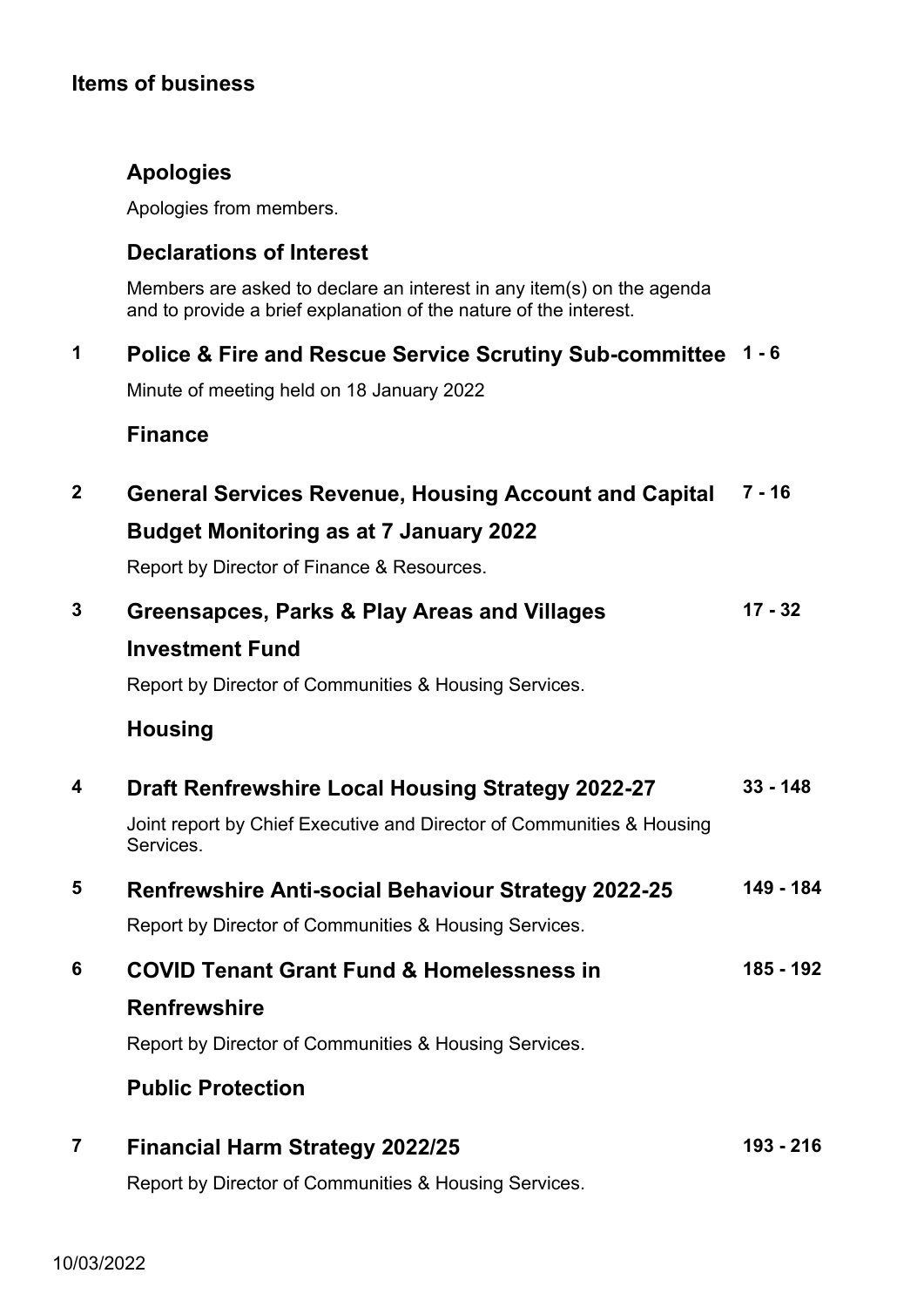## Items of business

### Apologies

Apologies from members.

### Declarations of Interest

Members are asked to declare an interest in any item(s) on the agenda and to provide a brief explanation of the nature of the interest.

| | | |
|---|---|---|
| **1** | **Police & Fire and Rescue Service Scrutiny Sub-committee**<br>Minute of meeting held on 18 January 2022 | **1 - 6** |
| | **Finance** | |
| **2** | **General Services Revenue, Housing Account and Capital Budget Monitoring as at 7 January 2022**<br>Report by Director of Finance & Resources. | **7 - 16** |
| **3** | **Greensapces, Parks & Play Areas and Villages Investment Fund**<br>Report by Director of Communities & Housing Services. | **17 - 32** |
| | **Housing** | |
| **4** | **Draft Renfrewshire Local Housing Strategy 2022-27**<br>Joint report by Chief Executive and Director of Communities & Housing Services. | **33 - 148** |
| **5** | **Renfrewshire Anti-social Behaviour Strategy 2022-25**<br>Report by Director of Communities & Housing Services. | **149 - 184** |
| **6** | **COVID Tenant Grant Fund & Homelessness in Renfrewshire**<br>Report by Director of Communities & Housing Services. | **185 - 192** |
| | **Public Protection** | |
| **7** | **Financial Harm Strategy 2022/25**<br>Report by Director of Communities & Housing Services. | **193 - 216** |

10/03/2022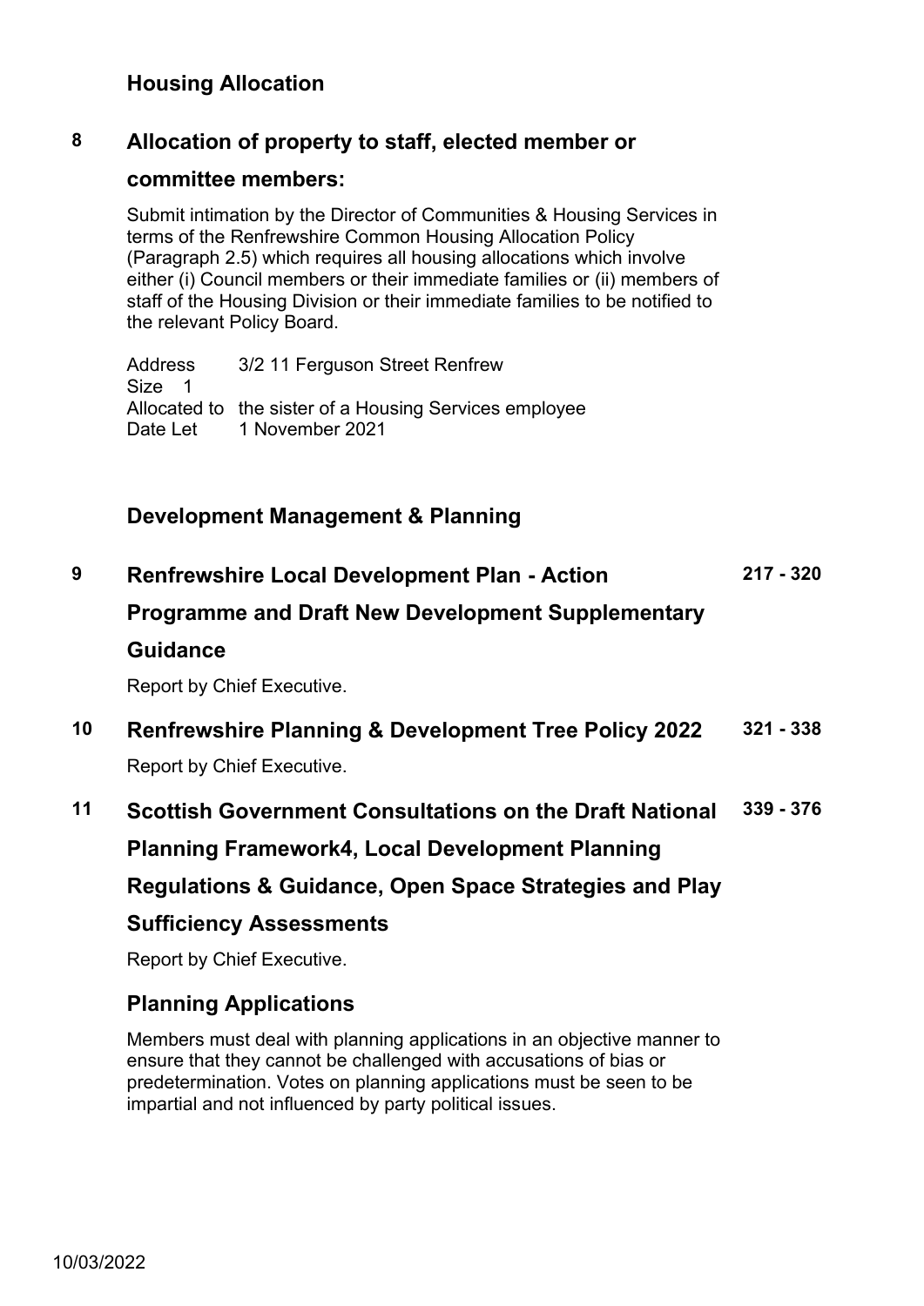## Housing Allocation

### 8 Allocation of property to staff, elected member or committee members:

Submit intimation by the Director of Communities & Housing Services in terms of the Renfrewshire Common Housing Allocation Policy (Paragraph 2.5) which requires all housing allocations which involve either (i) Council members or their immediate families or (ii) members of staff of the Housing Division or their immediate families to be notified to the relevant Policy Board.

| | |
|---|---|
| Address | 3/2 11 Ferguson Street Renfrew |
| Size | 1 |
| Allocated to | the sister of a Housing Services employee |
| Date Let | 1 November 2021 |

## Development Management & Planning

### 9 Renfrewshire Local Development Plan - Action Programme and Draft New Development Supplementary Guidance — 217 - 320

Report by Chief Executive.

### 10 Renfrewshire Planning & Development Tree Policy 2022 — 321 - 338

Report by Chief Executive.

### 11 Scottish Government Consultations on the Draft National Planning Framework4, Local Development Planning Regulations & Guidance, Open Space Strategies and Play Sufficiency Assessments — 339 - 376

Report by Chief Executive.

## Planning Applications

Members must deal with planning applications in an objective manner to ensure that they cannot be challenged with accusations of bias or predetermination. Votes on planning applications must be seen to be impartial and not influenced by party political issues.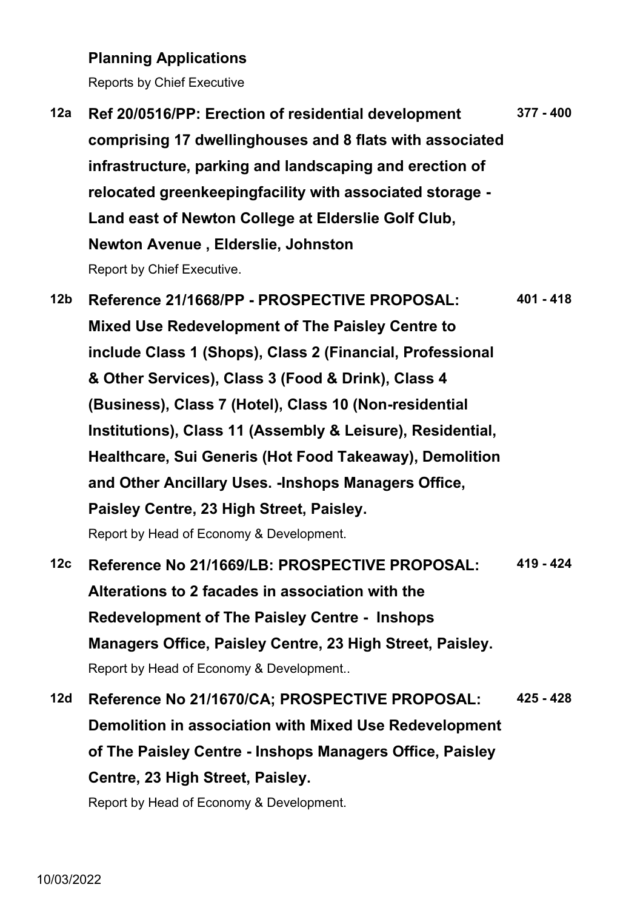**Planning Applications**

Reports by Chief Executive

**12a** **Ref 20/0516/PP: Erection of residential development comprising 17 dwellinghouses and 8 flats with associated infrastructure, parking and landscaping and erection of relocated greenkeepingfacility with associated storage - Land east of Newton College at Elderslie Golf Club, Newton Avenue , Elderslie, Johnston** **377 - 400**

Report by Chief Executive.

**12b** **Reference 21/1668/PP - PROSPECTIVE PROPOSAL: Mixed Use Redevelopment of The Paisley Centre to include Class 1 (Shops), Class 2 (Financial, Professional & Other Services), Class 3 (Food & Drink), Class 4 (Business), Class 7 (Hotel), Class 10 (Non-residential Institutions), Class 11 (Assembly & Leisure), Residential, Healthcare, Sui Generis (Hot Food Takeaway), Demolition and Other Ancillary Uses. -Inshops Managers Office, Paisley Centre, 23 High Street, Paisley.** **401 - 418**

Report by Head of Economy & Development.

**12c** **Reference No 21/1669/LB: PROSPECTIVE PROPOSAL: Alterations to 2 facades in association with the Redevelopment of The Paisley Centre - Inshops Managers Office, Paisley Centre, 23 High Street, Paisley.** **419 - 424**

Report by Head of Economy & Development..

**12d** **Reference No 21/1670/CA; PROSPECTIVE PROPOSAL: Demolition in association with Mixed Use Redevelopment of The Paisley Centre - Inshops Managers Office, Paisley Centre, 23 High Street, Paisley.** **425 - 428**

Report by Head of Economy & Development.

10/03/2022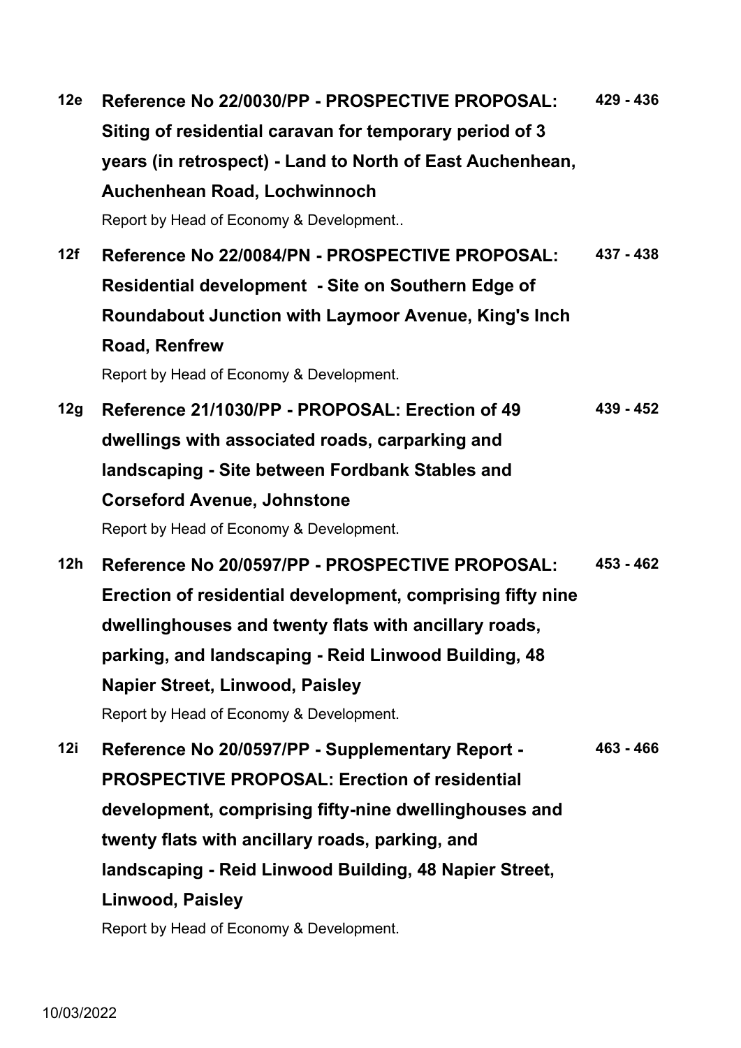| | | |
|---|---|---|
| **12e** | **Reference No 22/0030/PP - PROSPECTIVE PROPOSAL: Siting of residential caravan for temporary period of 3 years (in retrospect) - Land to North of East Auchenhean, Auchenhean Road, Lochwinnoch**<br>Report by Head of Economy & Development.. | **429 - 436** |
| **12f** | **Reference No 22/0084/PN - PROSPECTIVE PROPOSAL: Residential development - Site on Southern Edge of Roundabout Junction with Laymoor Avenue, King's Inch Road, Renfrew**<br>Report by Head of Economy & Development. | **437 - 438** |
| **12g** | **Reference 21/1030/PP - PROPOSAL: Erection of 49 dwellings with associated roads, carparking and landscaping - Site between Fordbank Stables and Corseford Avenue, Johnstone**<br>Report by Head of Economy & Development. | **439 - 452** |
| **12h** | **Reference No 20/0597/PP - PROSPECTIVE PROPOSAL: Erection of residential development, comprising fifty nine dwellinghouses and twenty flats with ancillary roads, parking, and landscaping - Reid Linwood Building, 48 Napier Street, Linwood, Paisley**<br>Report by Head of Economy & Development. | **453 - 462** |
| **12i** | **Reference No 20/0597/PP - Supplementary Report - PROSPECTIVE PROPOSAL: Erection of residential development, comprising fifty-nine dwellinghouses and twenty flats with ancillary roads, parking, and landscaping - Reid Linwood Building, 48 Napier Street, Linwood, Paisley**<br>Report by Head of Economy & Development. | **463 - 466** |

10/03/2022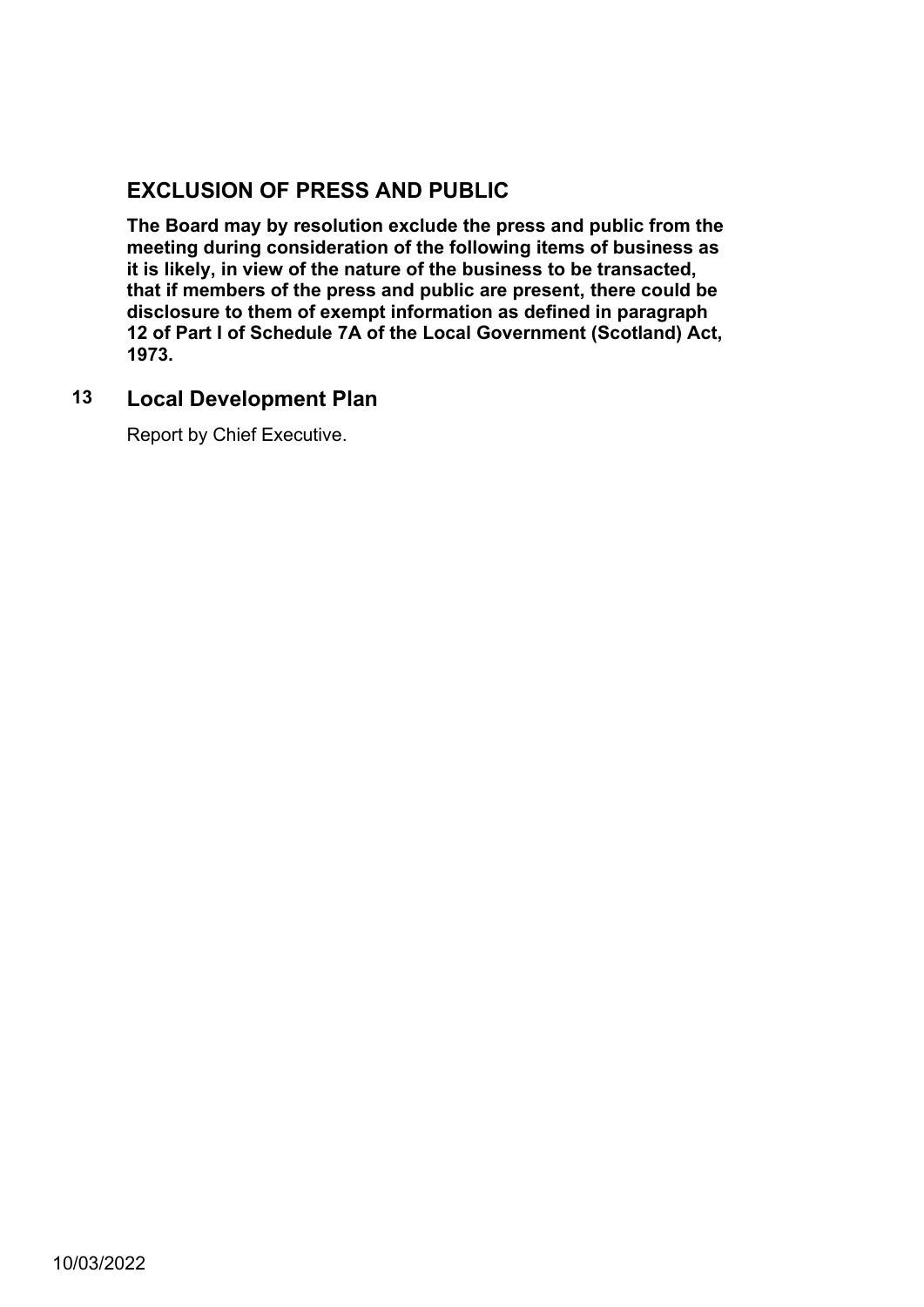## EXCLUSION OF PRESS AND PUBLIC

**The Board may by resolution exclude the press and public from the meeting during consideration of the following items of business as it is likely, in view of the nature of the business to be transacted, that if members of the press and public are present, there could be disclosure to them of exempt information as defined in paragraph 12 of Part I of Schedule 7A of the Local Government (Scotland) Act, 1973.**

## 13 Local Development Plan

Report by Chief Executive.